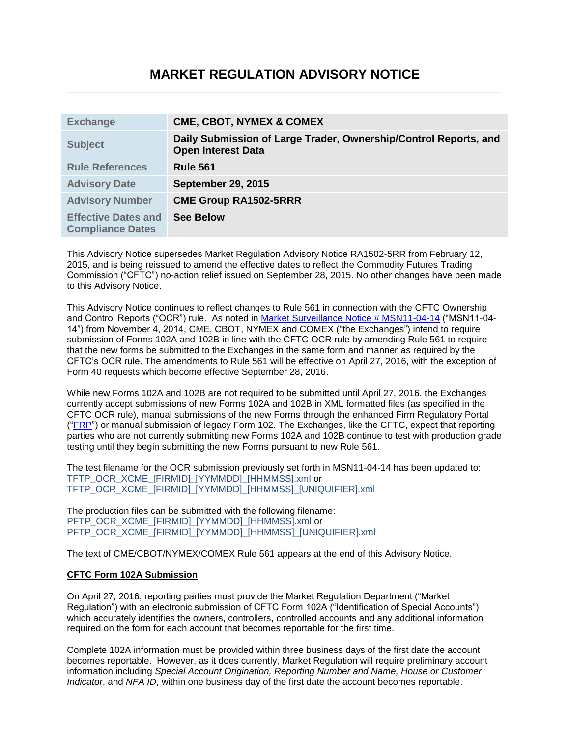# MARKET REGULATION ADVISORY NOTICE

| Exchange | CME, CBOT, NYMEX & COMEX |
| --- | --- |
| Subject | Daily Submission of Large Trader, Ownership/Control Reports, and Open Interest Data |
| Rule References | Rule 561 |
| Advisory Date | September 29, 2015 |
| Advisory Number | CME Group RA1502-5RRR |
| Effective Dates and Compliance Dates | See Below |

This Advisory Notice supersedes Market Regulation Advisory Notice RA1502-5RR from February 12, 2015, and is being reissued to amend the effective dates to reflect the Commodity Futures Trading Commission ("CFTC") no-action relief issued on September 28, 2015. No other changes have been made to this Advisory Notice.

This Advisory Notice continues to reflect changes to Rule 561 in connection with the CFTC Ownership and Control Reports ("OCR") rule. As noted in Market Surveillance Notice # MSN11-04-14 ("MSN11-04-14") from November 4, 2014, CME, CBOT, NYMEX and COMEX ("the Exchanges") intend to require submission of Forms 102A and 102B in line with the CFTC OCR rule by amending Rule 561 to require that the new forms be submitted to the Exchanges in the same form and manner as required by the CFTC's OCR rule. The amendments to Rule 561 will be effective on April 27, 2016, with the exception of Form 40 requests which become effective September 28, 2016.

While new Forms 102A and 102B are not required to be submitted until April 27, 2016, the Exchanges currently accept submissions of new Forms 102A and 102B in XML formatted files (as specified in the CFTC OCR rule), manual submissions of the new Forms through the enhanced Firm Regulatory Portal ("FRP") or manual submission of legacy Form 102. The Exchanges, like the CFTC, expect that reporting parties who are not currently submitting new Forms 102A and 102B continue to test with production grade testing until they begin submitting the new Forms pursuant to new Rule 561.

The test filename for the OCR submission previously set forth in MSN11-04-14 has been updated to:
TFTP_OCR_XCME_[FIRMID]_[YYMMDD]_[HHMMSS].xml or
TFTP_OCR_XCME_[FIRMID]_[YYMMDD]_[HHMMSS]_[UNIQUIFIER].xml

The production files can be submitted with the following filename:
PFTP_OCR_XCME_[FIRMID]_[YYMMDD]_[HHMMSS].xml or
PFTP_OCR_XCME_[FIRMID]_[YYMMDD]_[HHMMSS]_[UNIQUIFIER].xml

The text of CME/CBOT/NYMEX/COMEX Rule 561 appears at the end of this Advisory Notice.

**CFTC Form 102A Submission**

On April 27, 2016, reporting parties must provide the Market Regulation Department ("Market Regulation") with an electronic submission of CFTC Form 102A ("Identification of Special Accounts") which accurately identifies the owners, controllers, controlled accounts and any additional information required on the form for each account that becomes reportable for the first time.

Complete 102A information must be provided within three business days of the first date the account becomes reportable. However, as it does currently, Market Regulation will require preliminary account information including *Special Account Origination, Reporting Number and Name, House or Customer Indicator*, and *NFA ID*, within one business day of the first date the account becomes reportable.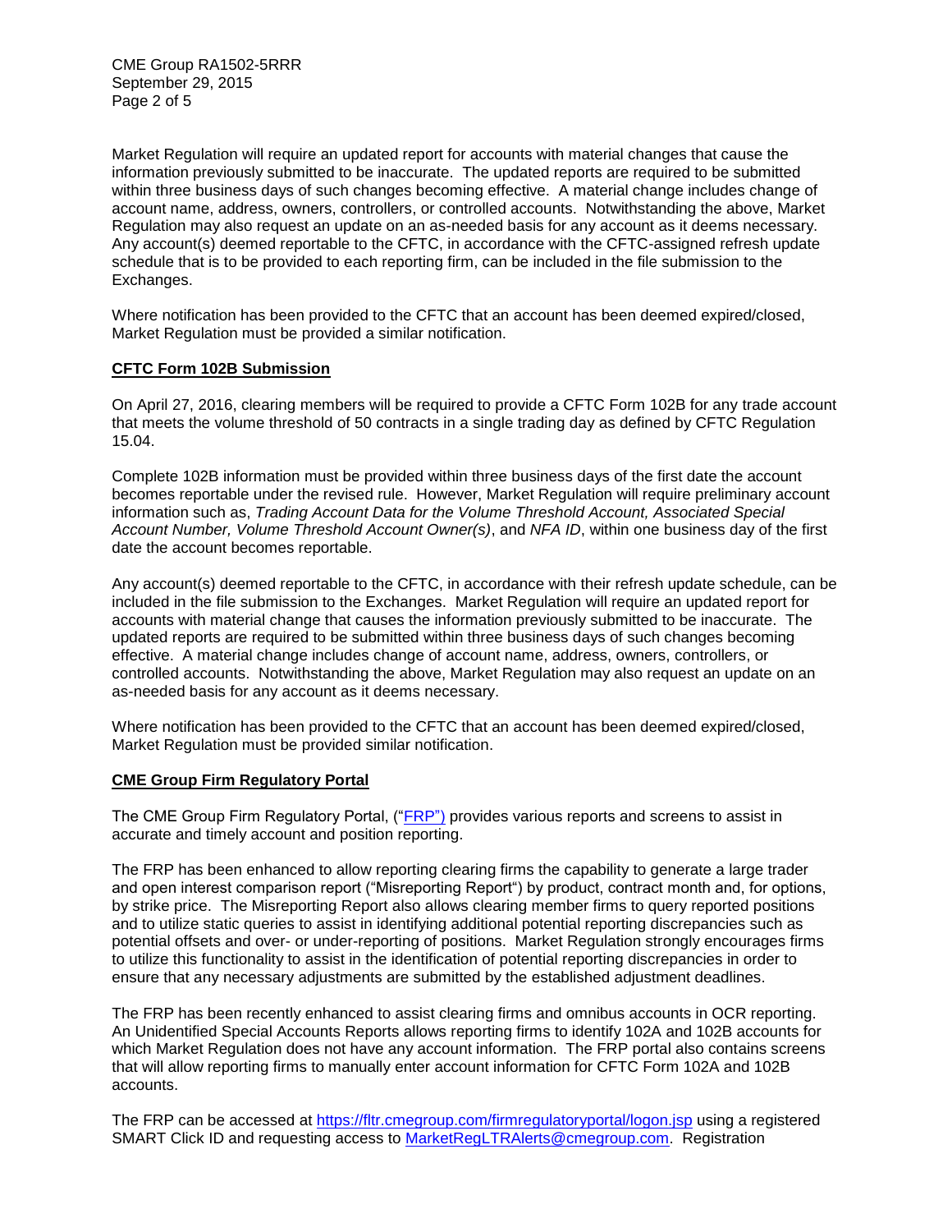Market Regulation will require an updated report for accounts with material changes that cause the information previously submitted to be inaccurate. The updated reports are required to be submitted within three business days of such changes becoming effective. A material change includes change of account name, address, owners, controllers, or controlled accounts. Notwithstanding the above, Market Regulation may also request an update on an as-needed basis for any account as it deems necessary. Any account(s) deemed reportable to the CFTC, in accordance with the CFTC-assigned refresh update schedule that is to be provided to each reporting firm, can be included in the file submission to the Exchanges.

Where notification has been provided to the CFTC that an account has been deemed expired/closed, Market Regulation must be provided a similar notification.

## CFTC Form 102B Submission

On April 27, 2016, clearing members will be required to provide a CFTC Form 102B for any trade account that meets the volume threshold of 50 contracts in a single trading day as defined by CFTC Regulation 15.04.

Complete 102B information must be provided within three business days of the first date the account becomes reportable under the revised rule. However, Market Regulation will require preliminary account information such as, *Trading Account Data for the Volume Threshold Account, Associated Special Account Number, Volume Threshold Account Owner(s)*, and *NFA ID*, within one business day of the first date the account becomes reportable.

Any account(s) deemed reportable to the CFTC, in accordance with their refresh update schedule, can be included in the file submission to the Exchanges. Market Regulation will require an updated report for accounts with material change that causes the information previously submitted to be inaccurate. The updated reports are required to be submitted within three business days of such changes becoming effective. A material change includes change of account name, address, owners, controllers, or controlled accounts. Notwithstanding the above, Market Regulation may also request an update on an as-needed basis for any account as it deems necessary.

Where notification has been provided to the CFTC that an account has been deemed expired/closed, Market Regulation must be provided similar notification.

## CME Group Firm Regulatory Portal

The CME Group Firm Regulatory Portal, ("FRP") provides various reports and screens to assist in accurate and timely account and position reporting.

The FRP has been enhanced to allow reporting clearing firms the capability to generate a large trader and open interest comparison report ("Misreporting Report") by product, contract month and, for options, by strike price. The Misreporting Report also allows clearing member firms to query reported positions and to utilize static queries to assist in identifying additional potential reporting discrepancies such as potential offsets and over- or under-reporting of positions. Market Regulation strongly encourages firms to utilize this functionality to assist in the identification of potential reporting discrepancies in order to ensure that any necessary adjustments are submitted by the established adjustment deadlines.

The FRP has been recently enhanced to assist clearing firms and omnibus accounts in OCR reporting. An Unidentified Special Accounts Reports allows reporting firms to identify 102A and 102B accounts for which Market Regulation does not have any account information. The FRP portal also contains screens that will allow reporting firms to manually enter account information for CFTC Form 102A and 102B accounts.

The FRP can be accessed at https://fltr.cmegroup.com/firmregulatoryportal/logon.jsp using a registered SMART Click ID and requesting access to MarketRegLTRAlerts@cmegroup.com. Registration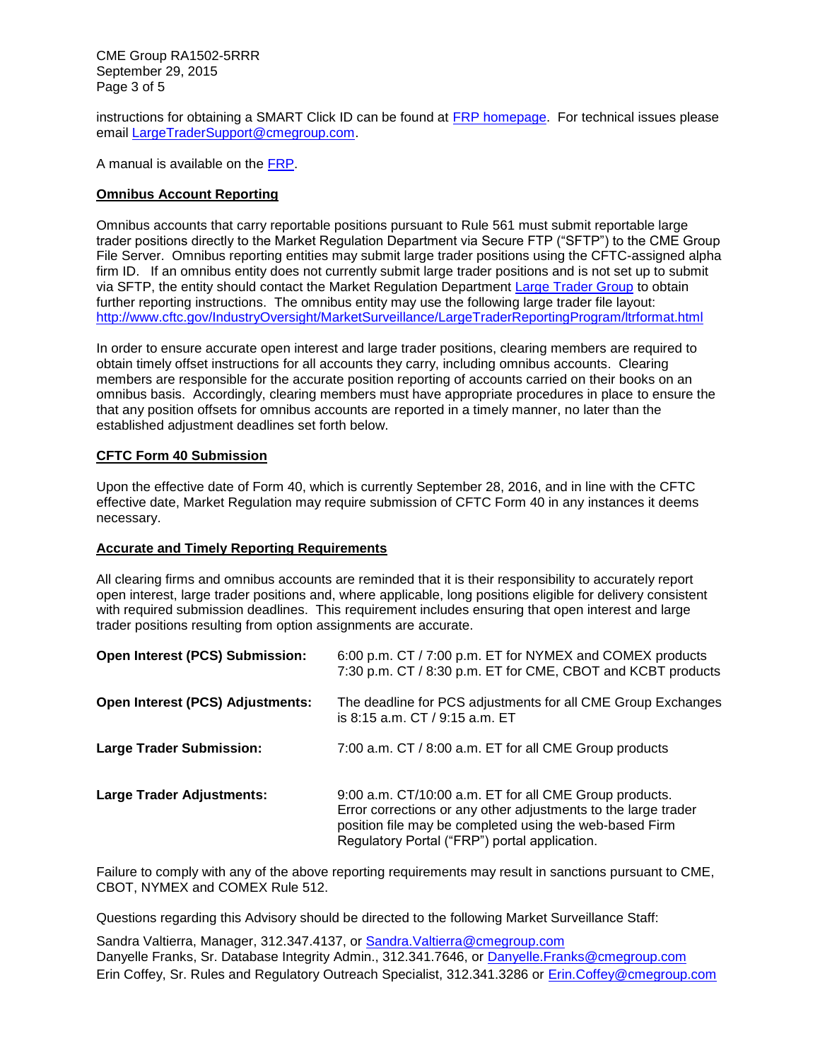instructions for obtaining a SMART Click ID can be found at FRP homepage. For technical issues please email LargeTraderSupport@cmegroup.com.

A manual is available on the FRP.

**Omnibus Account Reporting**

Omnibus accounts that carry reportable positions pursuant to Rule 561 must submit reportable large trader positions directly to the Market Regulation Department via Secure FTP ("SFTP") to the CME Group File Server. Omnibus reporting entities may submit large trader positions using the CFTC-assigned alpha firm ID. If an omnibus entity does not currently submit large trader positions and is not set up to submit via SFTP, the entity should contact the Market Regulation Department Large Trader Group to obtain further reporting instructions. The omnibus entity may use the following large trader file layout: http://www.cftc.gov/IndustryOversight/MarketSurveillance/LargeTraderReportingProgram/ltrformat.html

In order to ensure accurate open interest and large trader positions, clearing members are required to obtain timely offset instructions for all accounts they carry, including omnibus accounts. Clearing members are responsible for the accurate position reporting of accounts carried on their books on an omnibus basis. Accordingly, clearing members must have appropriate procedures in place to ensure the that any position offsets for omnibus accounts are reported in a timely manner, no later than the established adjustment deadlines set forth below.

**CFTC Form 40 Submission**

Upon the effective date of Form 40, which is currently September 28, 2016, and in line with the CFTC effective date, Market Regulation may require submission of CFTC Form 40 in any instances it deems necessary.

**Accurate and Timely Reporting Requirements**

All clearing firms and omnibus accounts are reminded that it is their responsibility to accurately report open interest, large trader positions and, where applicable, long positions eligible for delivery consistent with required submission deadlines. This requirement includes ensuring that open interest and large trader positions resulting from option assignments are accurate.

| | |
|---|---|
| **Open Interest (PCS) Submission:** | 6:00 p.m. CT / 7:00 p.m. ET for NYMEX and COMEX products<br>7:30 p.m. CT / 8:30 p.m. ET for CME, CBOT and KCBT products |
| **Open Interest (PCS) Adjustments:** | The deadline for PCS adjustments for all CME Group Exchanges is 8:15 a.m. CT / 9:15 a.m. ET |
| **Large Trader Submission:** | 7:00 a.m. CT / 8:00 a.m. ET for all CME Group products |
| **Large Trader Adjustments:** | 9:00 a.m. CT/10:00 a.m. ET for all CME Group products. Error corrections or any other adjustments to the large trader position file may be completed using the web-based Firm Regulatory Portal ("FRP") portal application. |

Failure to comply with any of the above reporting requirements may result in sanctions pursuant to CME, CBOT, NYMEX and COMEX Rule 512.

Questions regarding this Advisory should be directed to the following Market Surveillance Staff:

Sandra Valtierra, Manager, 312.347.4137, or Sandra.Valtierra@cmegroup.com
Danyelle Franks, Sr. Database Integrity Admin., 312.341.7646, or Danyelle.Franks@cmegroup.com
Erin Coffey, Sr. Rules and Regulatory Outreach Specialist, 312.341.3286 or Erin.Coffey@cmegroup.com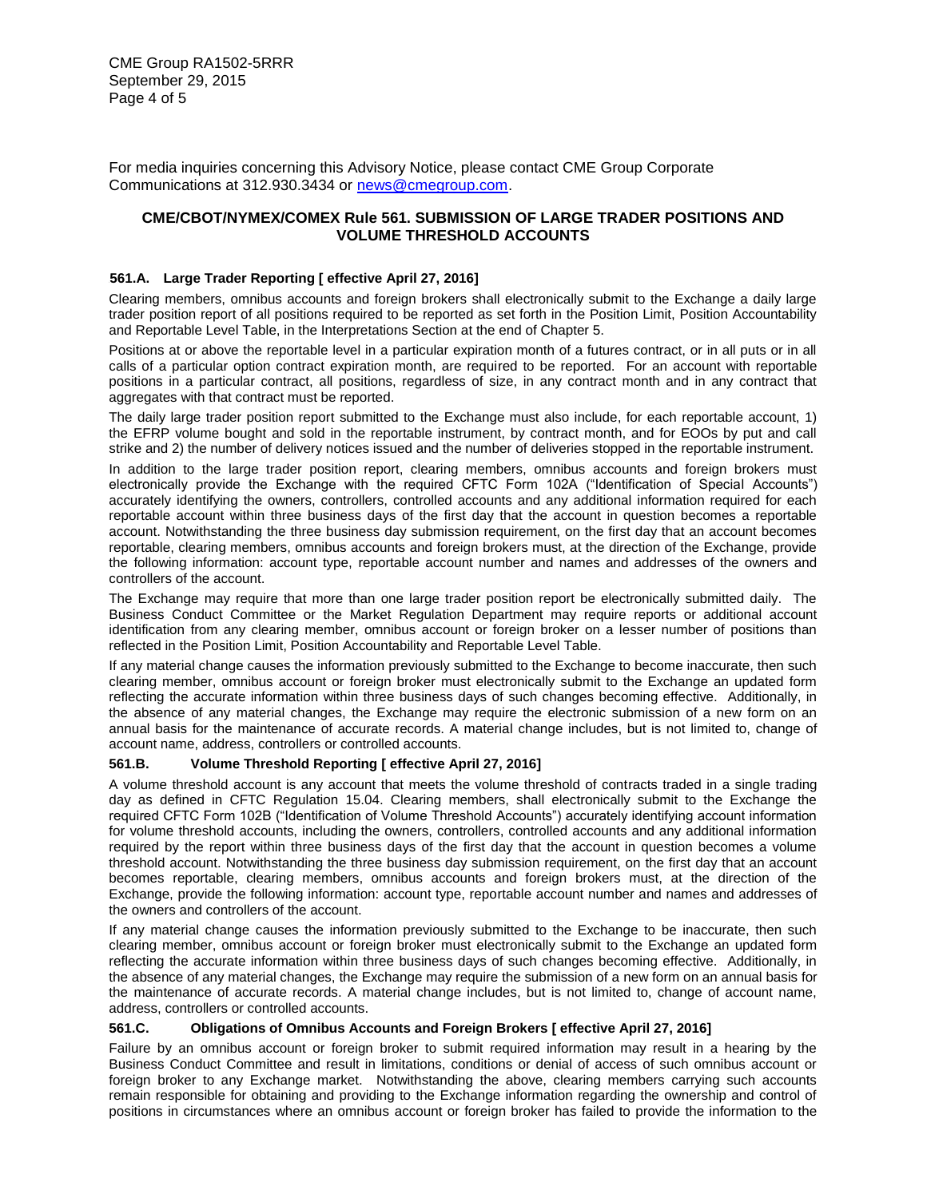For media inquiries concerning this Advisory Notice, please contact CME Group Corporate Communications at 312.930.3434 or news@cmegroup.com.

## CME/CBOT/NYMEX/COMEX Rule 561. SUBMISSION OF LARGE TRADER POSITIONS AND VOLUME THRESHOLD ACCOUNTS

### 561.A. Large Trader Reporting [ effective April 27, 2016]

Clearing members, omnibus accounts and foreign brokers shall electronically submit to the Exchange a daily large trader position report of all positions required to be reported as set forth in the Position Limit, Position Accountability and Reportable Level Table, in the Interpretations Section at the end of Chapter 5.

Positions at or above the reportable level in a particular expiration month of a futures contract, or in all puts or in all calls of a particular option contract expiration month, are required to be reported. For an account with reportable positions in a particular contract, all positions, regardless of size, in any contract month and in any contract that aggregates with that contract must be reported.

The daily large trader position report submitted to the Exchange must also include, for each reportable account, 1) the EFRP volume bought and sold in the reportable instrument, by contract month, and for EOOs by put and call strike and 2) the number of delivery notices issued and the number of deliveries stopped in the reportable instrument.

In addition to the large trader position report, clearing members, omnibus accounts and foreign brokers must electronically provide the Exchange with the required CFTC Form 102A ("Identification of Special Accounts") accurately identifying the owners, controllers, controlled accounts and any additional information required for each reportable account within three business days of the first day that the account in question becomes a reportable account. Notwithstanding the three business day submission requirement, on the first day that an account becomes reportable, clearing members, omnibus accounts and foreign brokers must, at the direction of the Exchange, provide the following information: account type, reportable account number and names and addresses of the owners and controllers of the account.

The Exchange may require that more than one large trader position report be electronically submitted daily. The Business Conduct Committee or the Market Regulation Department may require reports or additional account identification from any clearing member, omnibus account or foreign broker on a lesser number of positions than reflected in the Position Limit, Position Accountability and Reportable Level Table.

If any material change causes the information previously submitted to the Exchange to become inaccurate, then such clearing member, omnibus account or foreign broker must electronically submit to the Exchange an updated form reflecting the accurate information within three business days of such changes becoming effective. Additionally, in the absence of any material changes, the Exchange may require the electronic submission of a new form on an annual basis for the maintenance of accurate records. A material change includes, but is not limited to, change of account name, address, controllers or controlled accounts.

### 561.B. Volume Threshold Reporting [ effective April 27, 2016]

A volume threshold account is any account that meets the volume threshold of contracts traded in a single trading day as defined in CFTC Regulation 15.04. Clearing members, shall electronically submit to the Exchange the required CFTC Form 102B ("Identification of Volume Threshold Accounts") accurately identifying account information for volume threshold accounts, including the owners, controllers, controlled accounts and any additional information required by the report within three business days of the first day that the account in question becomes a volume threshold account. Notwithstanding the three business day submission requirement, on the first day that an account becomes reportable, clearing members, omnibus accounts and foreign brokers must, at the direction of the Exchange, provide the following information: account type, reportable account number and names and addresses of the owners and controllers of the account.

If any material change causes the information previously submitted to the Exchange to be inaccurate, then such clearing member, omnibus account or foreign broker must electronically submit to the Exchange an updated form reflecting the accurate information within three business days of such changes becoming effective. Additionally, in the absence of any material changes, the Exchange may require the submission of a new form on an annual basis for the maintenance of accurate records. A material change includes, but is not limited to, change of account name, address, controllers or controlled accounts.

### 561.C. Obligations of Omnibus Accounts and Foreign Brokers [ effective April 27, 2016]

Failure by an omnibus account or foreign broker to submit required information may result in a hearing by the Business Conduct Committee and result in limitations, conditions or denial of access of such omnibus account or foreign broker to any Exchange market. Notwithstanding the above, clearing members carrying such accounts remain responsible for obtaining and providing to the Exchange information regarding the ownership and control of positions in circumstances where an omnibus account or foreign broker has failed to provide the information to the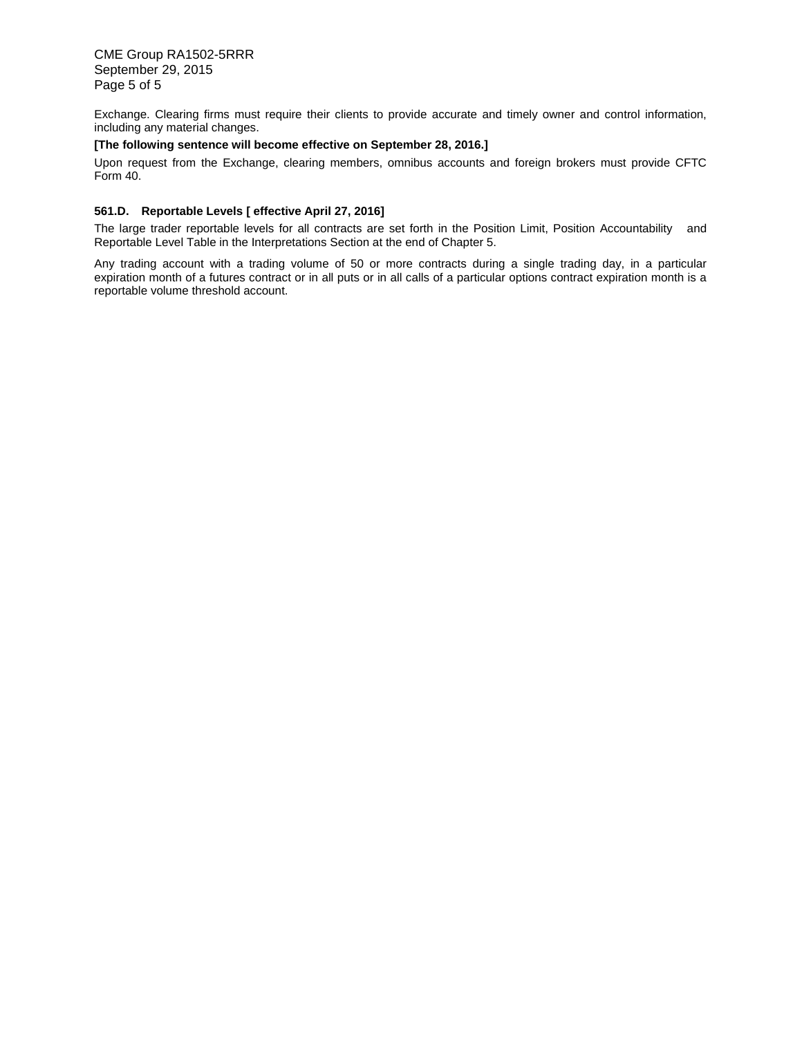Exchange. Clearing firms must require their clients to provide accurate and timely owner and control information, including any material changes.

**[The following sentence will become effective on September 28, 2016.]**

Upon request from the Exchange, clearing members, omnibus accounts and foreign brokers must provide CFTC Form 40.

**561.D. Reportable Levels [ effective April 27, 2016]**

The large trader reportable levels for all contracts are set forth in the Position Limit, Position Accountability and Reportable Level Table in the Interpretations Section at the end of Chapter 5.

Any trading account with a trading volume of 50 or more contracts during a single trading day, in a particular expiration month of a futures contract or in all puts or in all calls of a particular options contract expiration month is a reportable volume threshold account.